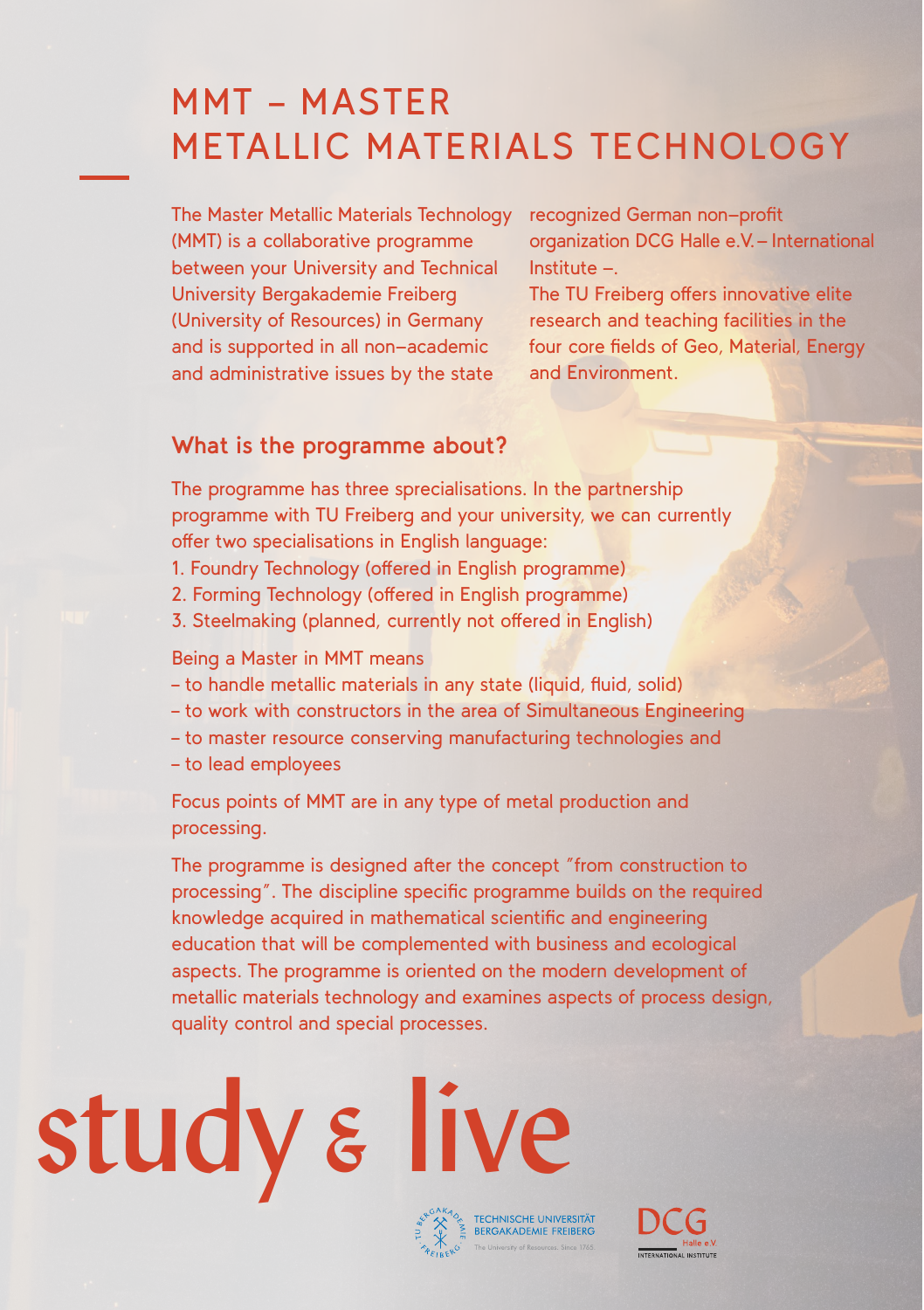# MMT – MASTER METALLIC MATERIALS TECHNOLOGY

The Master Metallic Materials Technology (MMT) is a collaborative programme between your University and Technical University Bergakademie Freiberg (University of Resources) in Germany and is supported in all non-academic and administrative issues by the state recognized German non-profit organization DCG Halle e.V. – International Institute –.

The TU Freiberg offers innovative elite research and teaching facilities in the four core fields of Geo, Material, Energy and Environment.

## What is the programme about?

The programme has three specialisations. In the partnership programme with TU Freiberg and your university, we can currently offer two specialisations in English language:

1. Foundry Technology (offered in English programme)
2. Forming Technology (offered in English programme)
3. Steelmaking (planned, currently not offered in English)

Being a Master in MMT means

- to handle metallic materials in any state (liquid, fluid, solid)
- to work with constructors in the area of Simultaneous Engineering
- to master resource conserving manufacturing technologies and
- to lead employees

Focus points of MMT are in any type of metal production and processing.

The programme is designed after the concept "from construction to processing". The discipline specific programme builds on the required knowledge acquired in mathematical scientific and engineering education that will be complemented with business and ecological aspects. The programme is oriented on the modern development of metallic materials technology and examines aspects of process design, quality control and special processes.

study & live

TECHNISCHE UNIVERSITÄT BERGAKADEMIE FREIBERG
The University of Resources. Since 1765.

DCG Halle e.V. INTERNATIONAL INSTITUTE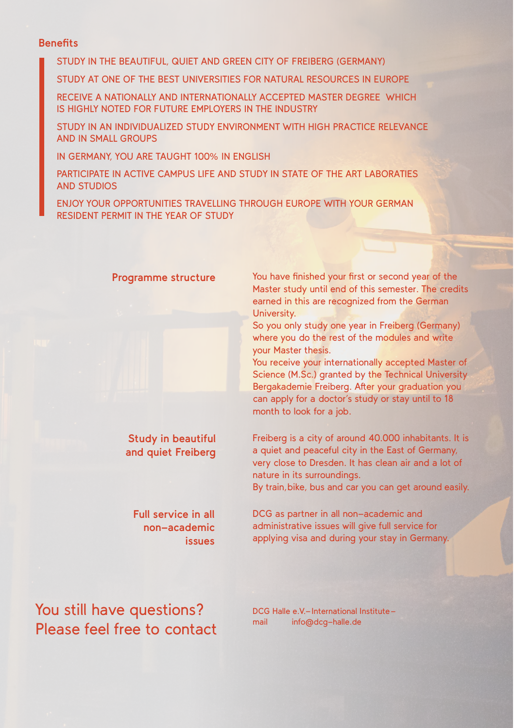## Benefits

- STUDY IN THE BEAUTIFUL, QUIET AND GREEN CITY OF FREIBERG (GERMANY)
- STUDY AT ONE OF THE BEST UNIVERSITIES FOR NATURAL RESOURCES IN EUROPE
- RECEIVE A NATIONALLY AND INTERNATIONALLY ACCEPTED MASTER DEGREE WHICH IS HIGHLY NOTED FOR FUTURE EMPLOYERS IN THE INDUSTRY
- STUDY IN AN INDIVIDUALIZED STUDY ENVIRONMENT WITH HIGH PRACTICE RELEVANCE AND IN SMALL GROUPS
- IN GERMANY, YOU ARE TAUGHT 100% IN ENGLISH
- PARTICIPATE IN ACTIVE CAMPUS LIFE AND STUDY IN STATE OF THE ART LABORATIES AND STUDIOS
- ENJOY YOUR OPPORTUNITIES TRAVELLING THROUGH EUROPE WITH YOUR GERMAN RESIDENT PERMIT IN THE YEAR OF STUDY

### Programme structure

You have finished your first or second year of the Master study until end of this semester. The credits earned in this are recognized from the German University.
So you only study one year in Freiberg (Germany) where you do the rest of the modules and write your Master thesis.
You receive your internationally accepted Master of Science (M.Sc.) granted by the Technical University Bergakademie Freiberg. After your graduation you can apply for a doctor's study or stay until to 18 month to look for a job.

### Study in beautiful and quiet Freiberg

Freiberg is a city of around 40.000 inhabitants. It is a quiet and peaceful city in the East of Germany, very close to Dresden. It has clean air and a lot of nature in its surroundings.
By train, bike, bus and car you can get around easily.

### Full service in all non-academic issues

DCG as partner in all non-academic and administrative issues will give full service for applying visa and during your stay in Germany.

## You still have questions? Please feel free to contact

DCG Halle e.V. – International Institute –
mail info@dcg-halle.de